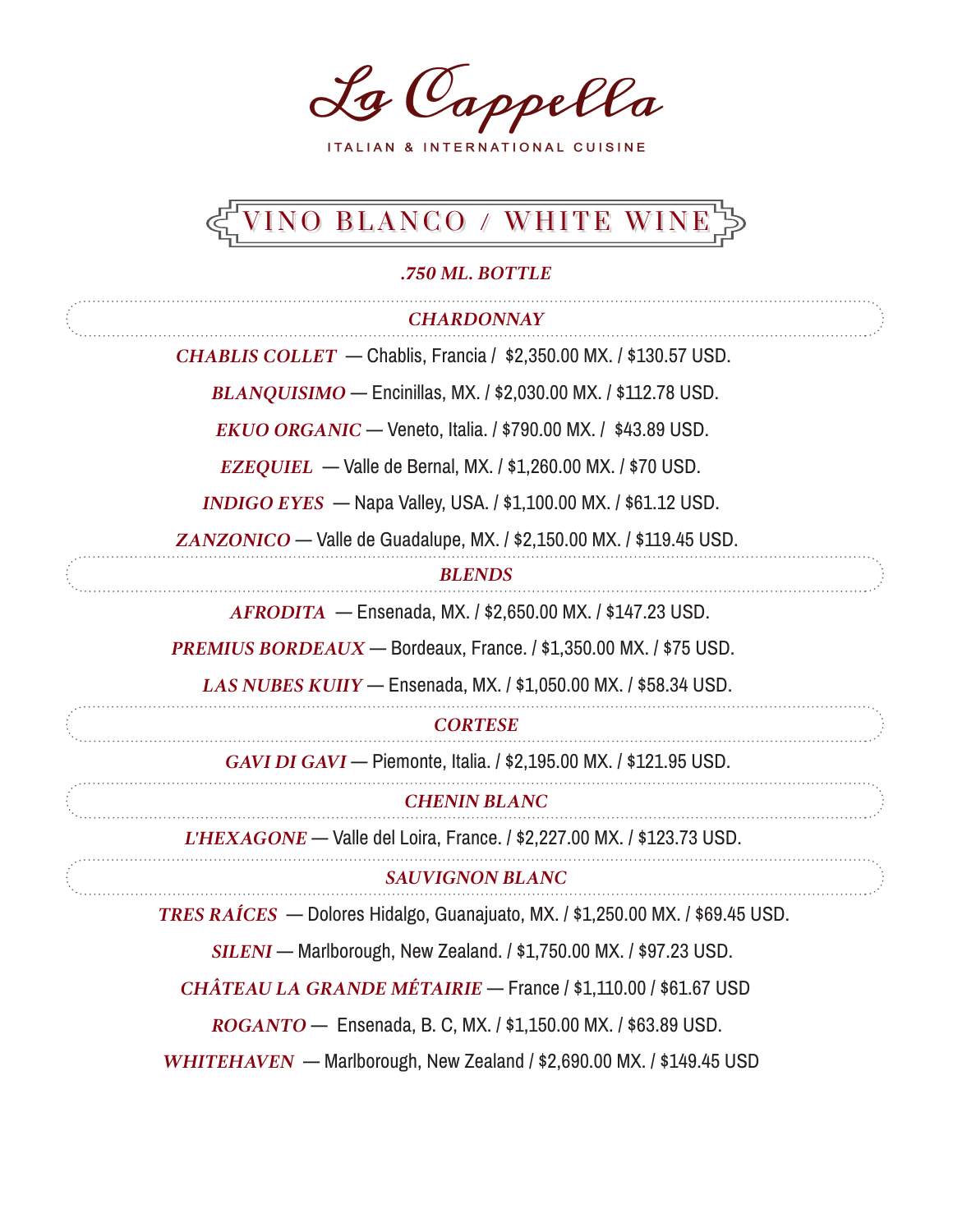# La Cappella

ITALIAN & INTERNATIONAL CUISINE

## VINO BLANCO / WHITE WINE

*.750 ML. BOTTLE*

### *CHARDONNAY*

*CHABLIS COLLET* — Chablis, Francia / $2,350.00 MX. / $130.57 USD.

*BLANQUISIMO* — Encinillas, MX. / $2,030.00 MX. / $112.78 USD.

*EKUO ORGANIC* — Veneto, Italia. / $790.00 MX. / $43.89 USD.

*EZEQUIEL* — Valle de Bernal, MX. / $1,260.00 MX. / $70 USD.

*INDIGO EYES* — Napa Valley, USA. / $1,100.00 MX. / $61.12 USD.

*ZANZONICO* — Valle de Guadalupe, MX. / $2,150.00 MX. / $119.45 USD.

### *BLENDS*

*AFRODITA* — Ensenada, MX. / $2,650.00 MX. / $147.23 USD.

*PREMIUS BORDEAUX* — Bordeaux, France. / $1,350.00 MX. / $75 USD.

*LAS NUBES KUIIY* — Ensenada, MX. / $1,050.00 MX. / $58.34 USD.

### *CORTESE*

*GAVI DI GAVI* — Piemonte, Italia. / $2,195.00 MX. / $121.95 USD.

### *CHENIN BLANC*

*L'HEXAGONE* — Valle del Loira, France. / $2,227.00 MX. / $123.73 USD.

### *SAUVIGNON BLANC*

*TRES RAÍCES* — Dolores Hidalgo, Guanajuato, MX. / $1,250.00 MX. / $69.45 USD.

*SILENI* — Marlborough, New Zealand. / $1,750.00 MX. / $97.23 USD.

*CHÂTEAU LA GRANDE MÉTAIRIE* — France / $1,110.00 / $61.67 USD

*ROGANTO* — Ensenada, B. C, MX. / $1,150.00 MX. / $63.89 USD.

*WHITEHAVEN* — Marlborough, New Zealand / $2,690.00 MX. / $149.45 USD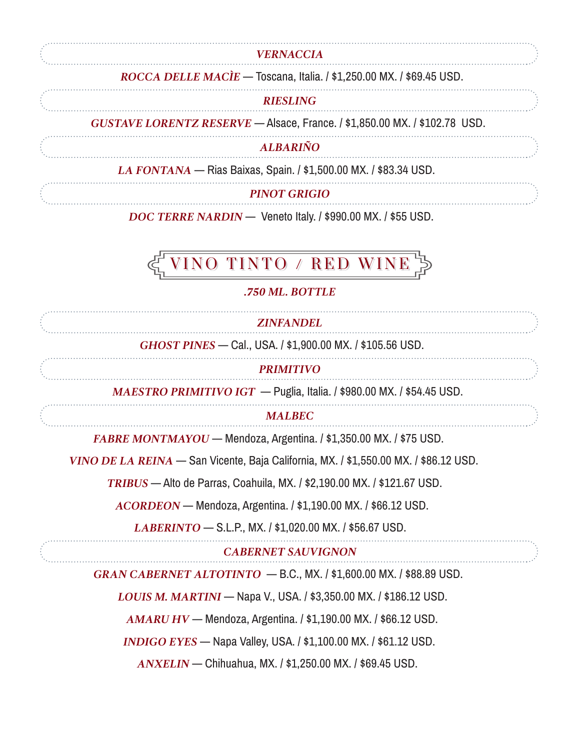### *VERNACCIA*

*ROCCA DELLE MACÌE* — Toscana, Italia. / $1,250.00 MX. / $69.45 USD.

### *RIESLING*

*GUSTAVE LORENTZ RESERVE* — Alsace, France. / $1,850.00 MX. / $102.78 USD.

### *ALBARIÑO*

*LA FONTANA* — Rias Baixas, Spain. / $1,500.00 MX. / $83.34 USD.

### *PINOT GRIGIO*

*DOC TERRE NARDIN* — Veneto Italy. / $990.00 MX. / $55 USD.

## VINO TINTO / RED WINE

*.750 ML. BOTTLE*

### *ZINFANDEL*

*GHOST PINES* — Cal., USA. / $1,900.00 MX. / $105.56 USD.

### *PRIMITIVO*

*MAESTRO PRIMITIVO IGT* — Puglia, Italia. / $980.00 MX. / $54.45 USD.

### *MALBEC*

*FABRE MONTMAYOU* — Mendoza, Argentina. / $1,350.00 MX. / $75 USD.

*VINO DE LA REINA* — San Vicente, Baja California, MX. / $1,550.00 MX. / $86.12 USD.

*TRIBUS* — Alto de Parras, Coahuila, MX. / $2,190.00 MX. / $121.67 USD.

*ACORDEON* — Mendoza, Argentina. / $1,190.00 MX. / $66.12 USD.

*LABERINTO* — S.L.P., MX. / $1,020.00 MX. / $56.67 USD.

### *CABERNET SAUVIGNON*

*GRAN CABERNET ALTOTINTO* — B.C., MX. / $1,600.00 MX. / $88.89 USD.

*LOUIS M. MARTINI* — Napa V., USA. / $3,350.00 MX. / $186.12 USD.

*AMARU HV* — Mendoza, Argentina. / $1,190.00 MX. / $66.12 USD.

*INDIGO EYES* — Napa Valley, USA. / $1,100.00 MX. / $61.12 USD.

*ANXELIN* — Chihuahua, MX. / $1,250.00 MX. / $69.45 USD.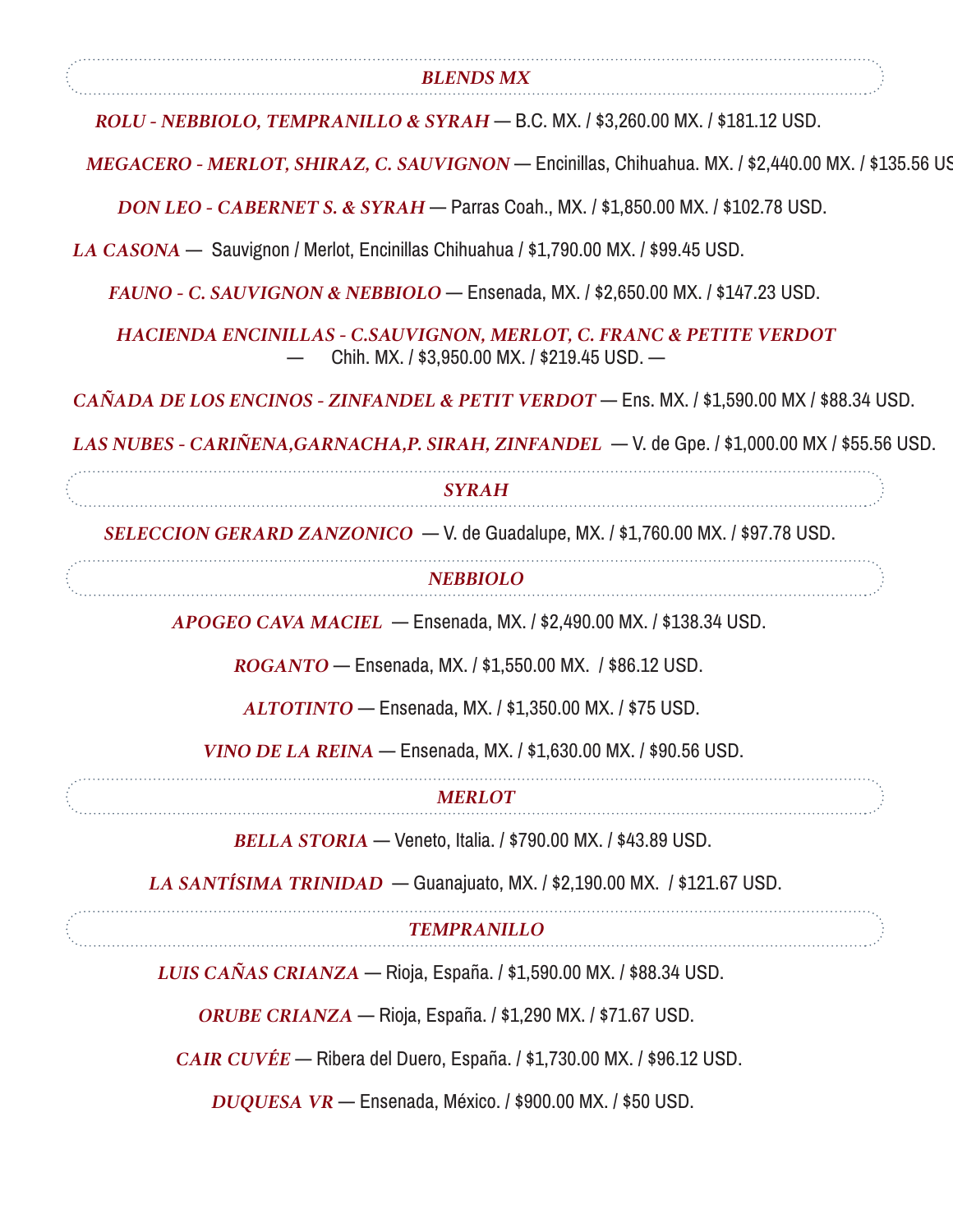## *BLENDS MX*

*ROLU - NEBBIOLO, TEMPRANILLO & SYRAH* — B.C. MX. / $3,260.00 MX. / $181.12 USD.

*MEGACERO - MERLOT, SHIRAZ, C. SAUVIGNON* — Encinillas, Chihuahua. MX. / $2,440.00 MX. / $135.56 US

*DON LEO - CABERNET S. & SYRAH* — Parras Coah., MX. / $1,850.00 MX. / $102.78 USD.

*LA CASONA* — Sauvignon / Merlot, Encinillas Chihuahua / $1,790.00 MX. / $99.45 USD.

*FAUNO - C. SAUVIGNON & NEBBIOLO* — Ensenada, MX. / $2,650.00 MX. / $147.23 USD.

*HACIENDA ENCINILLAS - C.SAUVIGNON, MERLOT, C. FRANC & PETITE VERDOT* — Chih. MX. / $3,950.00 MX. / $219.45 USD. —

*CAÑADA DE LOS ENCINOS - ZINFANDEL & PETIT VERDOT* — Ens. MX. / $1,590.00 MX / $88.34 USD.

*LAS NUBES - CARIÑENA,GARNACHA,P. SIRAH, ZINFANDEL* — V. de Gpe. / $1,000.00 MX / $55.56 USD.

## *SYRAH*

*SELECCION GERARD ZANZONICO* — V. de Guadalupe, MX. / $1,760.00 MX. / $97.78 USD.

## *NEBBIOLO*

*APOGEO CAVA MACIEL* — Ensenada, MX. / $2,490.00 MX. / $138.34 USD.

*ROGANTO* — Ensenada, MX. / $1,550.00 MX. / $86.12 USD.

*ALTOTINTO* — Ensenada, MX. / $1,350.00 MX. / $75 USD.

*VINO DE LA REINA* — Ensenada, MX. / $1,630.00 MX. / $90.56 USD.

## *MERLOT*

*BELLA STORIA* — Veneto, Italia. / $790.00 MX. / $43.89 USD.

*LA SANTÍSIMA TRINIDAD* — Guanajuato, MX. / $2,190.00 MX. / $121.67 USD.

## *TEMPRANILLO*

*LUIS CAÑAS CRIANZA* — Rioja, España. / $1,590.00 MX. / $88.34 USD.

*ORUBE CRIANZA* — Rioja, España. / $1,290 MX. / $71.67 USD.

*CAIR CUVÉE* — Ribera del Duero, España. / $1,730.00 MX. / $96.12 USD.

*DUQUESA VR* — Ensenada, México. / $900.00 MX. / $50 USD.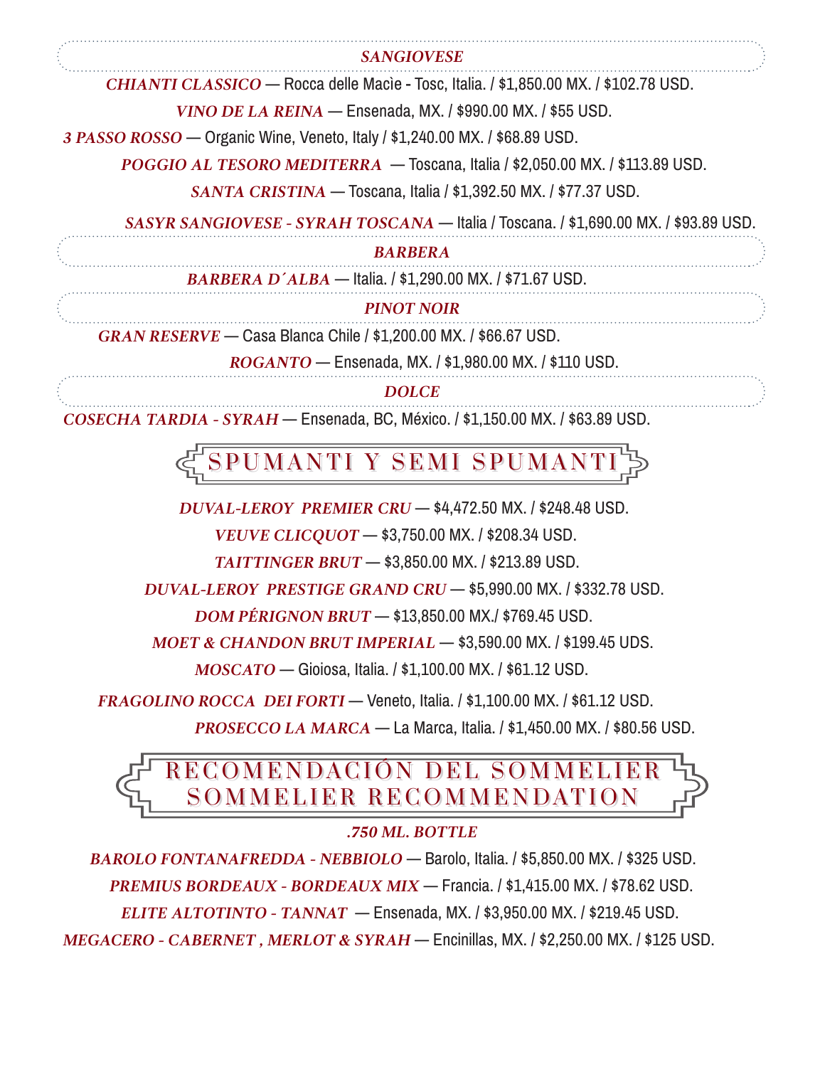### SANGIOVESE

*CHIANTI CLASSICO* — Rocca delle Macìe - Tosc, Italia. / $1,850.00 MX. / $102.78 USD.

*VINO DE LA REINA* — Ensenada, MX. / $990.00 MX. / $55 USD.

*3 PASSO ROSSO* — Organic Wine, Veneto, Italy / $1,240.00 MX. / $68.89 USD.

*POGGIO AL TESORO MEDITERRA* — Toscana, Italia / $2,050.00 MX. / $113.89 USD.

*SANTA CRISTINA* — Toscana, Italia / $1,392.50 MX. / $77.37 USD.

*SASYR SANGIOVESE - SYRAH TOSCANA* — Italia / Toscana. / $1,690.00 MX. / $93.89 USD.

### BARBERA

*BARBERA D´ALBA* — Italia. / $1,290.00 MX. / $71.67 USD.

### PINOT NOIR

*GRAN RESERVE* — Casa Blanca Chile / $1,200.00 MX. / $66.67 USD.

*ROGANTO* — Ensenada, MX. / $1,980.00 MX. / $110 USD.

### DOLCE

*COSECHA TARDIA - SYRAH* — Ensenada, BC, México. / $1,150.00 MX. / $63.89 USD.

## SPUMANTI Y SEMI SPUMANTI

*DUVAL-LEROY PREMIER CRU* — $4,472.50 MX. / $248.48 USD.

*VEUVE CLICQUOT* — $3,750.00 MX. / $208.34 USD.

*TAITTINGER BRUT* — $3,850.00 MX. / $213.89 USD.

*DUVAL-LEROY PRESTIGE GRAND CRU* — $5,990.00 MX. / $332.78 USD.

*DOM PÉRIGNON BRUT* — $13,850.00 MX./ $769.45 USD.

*MOET & CHANDON BRUT IMPERIAL* — $3,590.00 MX. / $199.45 UDS.

*MOSCATO* — Gioiosa, Italia. / $1,100.00 MX. / $61.12 USD.

*FRAGOLINO ROCCA DEI FORTI* — Veneto, Italia. / $1,100.00 MX. / $61.12 USD.

*PROSECCO LA MARCA* — La Marca, Italia. / $1,450.00 MX. / $80.56 USD.

## RECOMENDACIÓN DEL SOMMELIER
## SOMMELIER RECOMMENDATION

***.750 ML. BOTTLE***

*BAROLO FONTANAFREDDA - NEBBIOLO* — Barolo, Italia. / $5,850.00 MX. / $325 USD.

*PREMIUS BORDEAUX - BORDEAUX MIX* — Francia. / $1,415.00 MX. / $78.62 USD.

*ELITE ALTOTINTO - TANNAT* — Ensenada, MX. / $3,950.00 MX. / $219.45 USD.

*MEGACERO - CABERNET , MERLOT & SYRAH* — Encinillas, MX. / $2,250.00 MX. / $125 USD.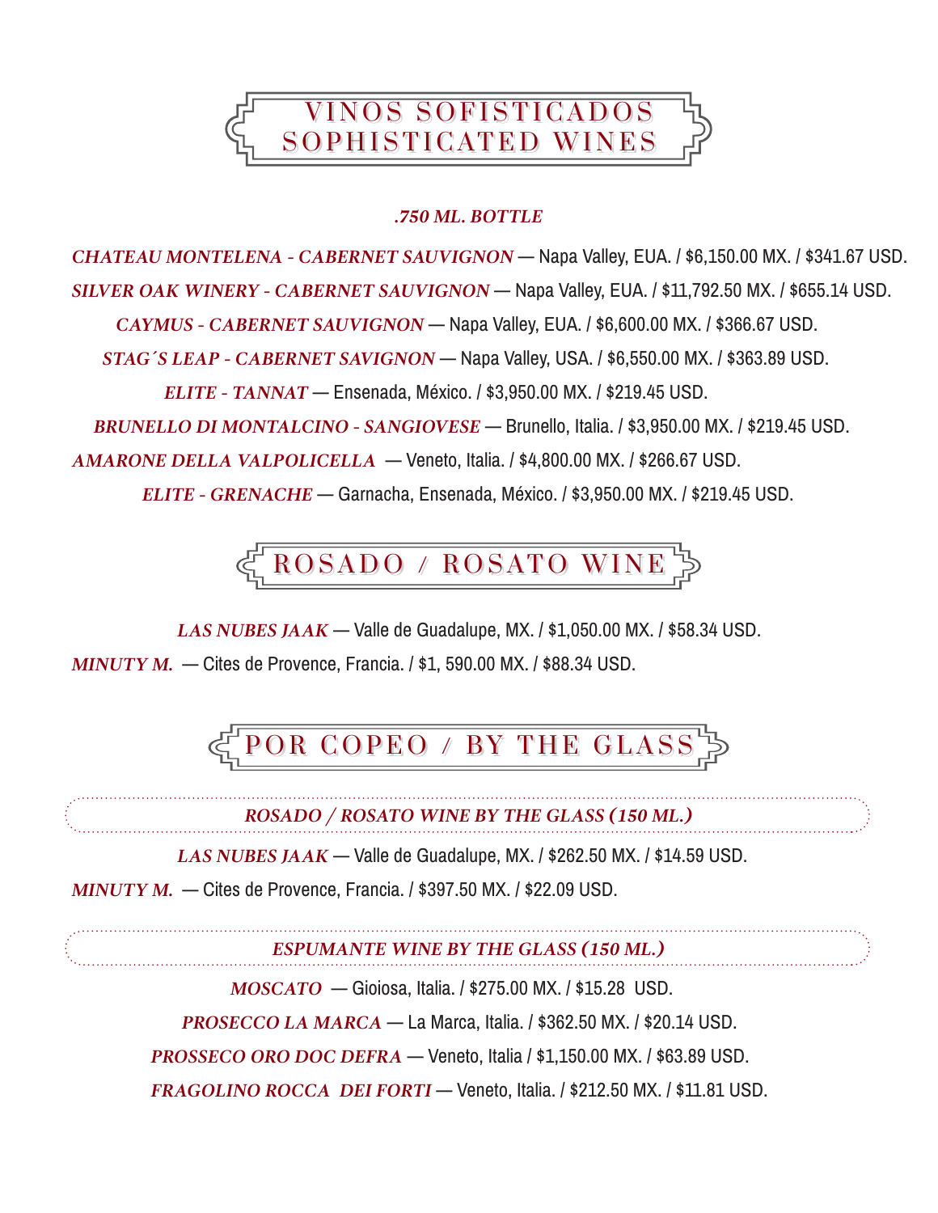# VINOS SOFISTICADOS
# SOPHISTICATED WINES

***.750 ML. BOTTLE***

***CHATEAU MONTELENA - CABERNET SAUVIGNON*** — Napa Valley, EUA. / $6,150.00 MX. / $341.67 USD.

***SILVER OAK WINERY - CABERNET SAUVIGNON*** — Napa Valley, EUA. / $11,792.50 MX. / $655.14 USD.

***CAYMUS - CABERNET SAUVIGNON*** — Napa Valley, EUA. / $6,600.00 MX. / $366.67 USD.

***STAG´S LEAP - CABERNET SAVIGNON*** — Napa Valley, USA. / $6,550.00 MX. / $363.89 USD.

***ELITE - TANNAT*** — Ensenada, México. / $3,950.00 MX. / $219.45 USD.

***BRUNELLO DI MONTALCINO - SANGIOVESE*** — Brunello, Italia. / $3,950.00 MX. / $219.45 USD.

***AMARONE DELLA VALPOLICELLA*** — Veneto, Italia. / $4,800.00 MX. / $266.67 USD.

***ELITE - GRENACHE*** — Garnacha, Ensenada, México. / $3,950.00 MX. / $219.45 USD.

# ROSADO / ROSATO WINE

***LAS NUBES JAAK*** — Valle de Guadalupe, MX. / $1,050.00 MX. / $58.34 USD.

***MINUTY M.*** — Cites de Provence, Francia. / $1, 590.00 MX. / $88.34 USD.

# POR COPEO / BY THE GLASS

***ROSADO / ROSATO WINE BY THE GLASS (150 ML.)***

***LAS NUBES JAAK*** — Valle de Guadalupe, MX. / $262.50 MX. / $14.59 USD.

***MINUTY M.*** — Cites de Provence, Francia. / $397.50 MX. / $22.09 USD.

***ESPUMANTE WINE BY THE GLASS (150 ML.)***

***MOSCATO*** — Gioiosa, Italia. / $275.00 MX. / $15.28 USD.

***PROSECCO LA MARCA*** — La Marca, Italia. / $362.50 MX. / $20.14 USD.

***PROSSECO ORO DOC DEFRA*** — Veneto, Italia / $1,150.00 MX. / $63.89 USD.

***FRAGOLINO ROCCA DEI FORTI*** — Veneto, Italia. / $212.50 MX. / $11.81 USD.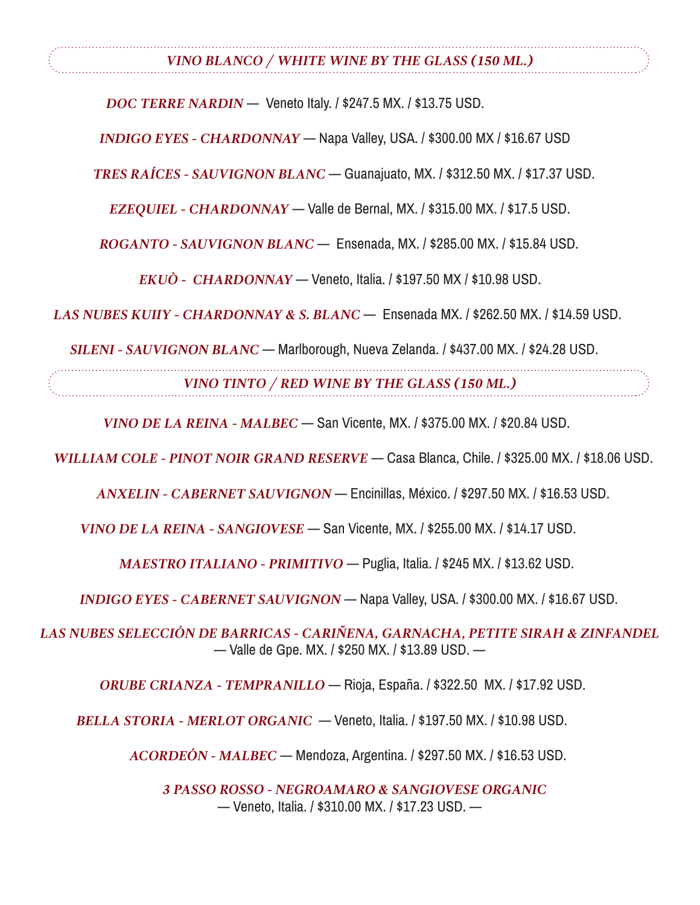## *VINO BLANCO / WHITE WINE BY THE GLASS (150 ML.)*

*DOC TERRE NARDIN* — Veneto Italy. / $247.5 MX. / $13.75 USD.

*INDIGO EYES - CHARDONNAY* — Napa Valley, USA. / $300.00 MX / $16.67 USD

*TRES RAÍCES - SAUVIGNON BLANC* — Guanajuato, MX. / $312.50 MX. / $17.37 USD.

*EZEQUIEL - CHARDONNAY* — Valle de Bernal, MX. / $315.00 MX. / $17.5 USD.

*ROGANTO - SAUVIGNON BLANC* — Ensenada, MX. / $285.00 MX. / $15.84 USD.

*EKUÒ - CHARDONNAY* — Veneto, Italia. / $197.50 MX / $10.98 USD.

*LAS NUBES KUIIY - CHARDONNAY & S. BLANC* — Ensenada MX. / $262.50 MX. / $14.59 USD.

*SILENI - SAUVIGNON BLANC* — Marlborough, Nueva Zelanda. / $437.00 MX. / $24.28 USD.

## *VINO TINTO / RED WINE BY THE GLASS (150 ML.)*

*VINO DE LA REINA - MALBEC* — San Vicente, MX. / $375.00 MX. / $20.84 USD.

*WILLIAM COLE - PINOT NOIR GRAND RESERVE* — Casa Blanca, Chile. / $325.00 MX. / $18.06 USD.

*ANXELIN - CABERNET SAUVIGNON* — Encinillas, México. / $297.50 MX. / $16.53 USD.

*VINO DE LA REINA - SANGIOVESE* — San Vicente, MX. / $255.00 MX. / $14.17 USD.

*MAESTRO ITALIANO - PRIMITIVO* — Puglia, Italia. / $245 MX. / $13.62 USD.

*INDIGO EYES - CABERNET SAUVIGNON* — Napa Valley, USA. / $300.00 MX. / $16.67 USD.

*LAS NUBES SELECCIÓN DE BARRICAS - CARIÑENA, GARNACHA, PETITE SIRAH & ZINFANDEL*
— Valle de Gpe. MX. / $250 MX. / $13.89 USD. —

*ORUBE CRIANZA - TEMPRANILLO* — Rioja, España. / $322.50 MX. / $17.92 USD.

*BELLA STORIA - MERLOT ORGANIC* — Veneto, Italia. / $197.50 MX. / $10.98 USD.

*ACORDEÓN - MALBEC* — Mendoza, Argentina. / $297.50 MX. / $16.53 USD.

*3 PASSO ROSSO - NEGROAMARO & SANGIOVESE ORGANIC*
— Veneto, Italia. / $310.00 MX. / $17.23 USD. —